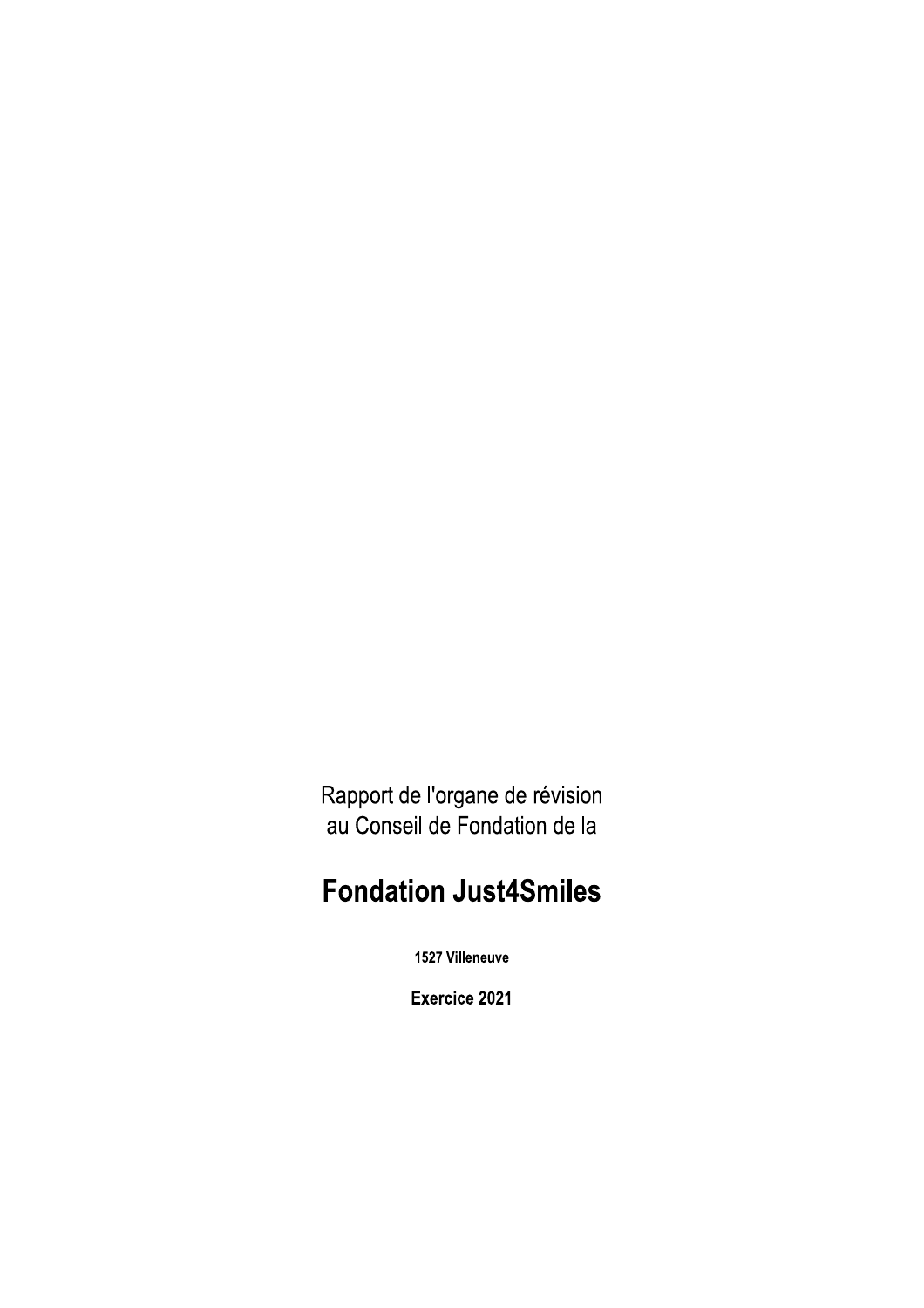Rapport de l'organe de révision
au Conseil de Fondation de la

# Fondation Just4Smiles

**1527 Villeneuve**

**Exercice 2021**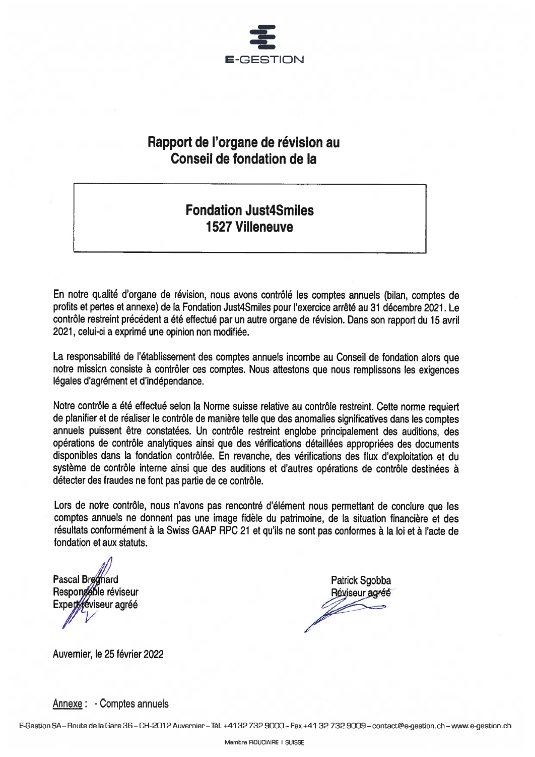E-GESTION

# Rapport de l'organe de révision au Conseil de fondation de la

## Fondation Just4Smiles
## 1527 Villeneuve

En notre qualité d'organe de révision, nous avons contrôlé les comptes annuels (bilan, comptes de profits et pertes et annexe) de la Fondation Just4Smiles pour l'exercice arrêté au 31 décembre 2021. Le contrôle restreint précédent a été effectué par un autre organe de révision. Dans son rapport du 15 avril 2021, celui-ci a exprimé une opinion non modifiée.

La responsabilité de l'établissement des comptes annuels incombe au Conseil de fondation alors que notre mission consiste à contrôler ces comptes. Nous attestons que nous remplissons les exigences légales d'agrément et d'indépendance.

Notre contrôle a été effectué selon la Norme suisse relative au contrôle restreint. Cette norme requiert de planifier et de réaliser le contrôle de manière telle que des anomalies significatives dans les comptes annuels puissent être constatées. Un contrôle restreint englobe principalement des auditions, des opérations de contrôle analytiques ainsi que des vérifications détaillées appropriées des documents disponibles dans la fondation contrôlée. En revanche, des vérifications des flux d'exploitation et du système de contrôle interne ainsi que des auditions et d'autres opérations de contrôle destinées à détecter des fraudes ne font pas partie de ce contrôle.

Lors de notre contrôle, nous n'avons pas rencontré d'élément nous permettant de conclure que les comptes annuels ne donnent pas une image fidèle du patrimoine, de la situation financière et des résultats conformément à la Swiss GAAP RPC 21 et qu'ils ne sont pas conformes à la loi et à l'acte de fondation et aux statuts.

Pascal Bregnard
Responsable réviseur
Expert-réviseur agréé

Patrick Sgobba
Réviseur agréé

Auvernier, le 25 février 2022

Annexe : - Comptes annuels

E-Gestion SA – Route de la Gare 36 – CH-2012 Auvernier – Tél. +41 32 732 9000 – Fax +41 32 732 9009 – contact@e-gestion.ch – www.e-gestion.ch

Membre FIDUCIAIRE | SUISSE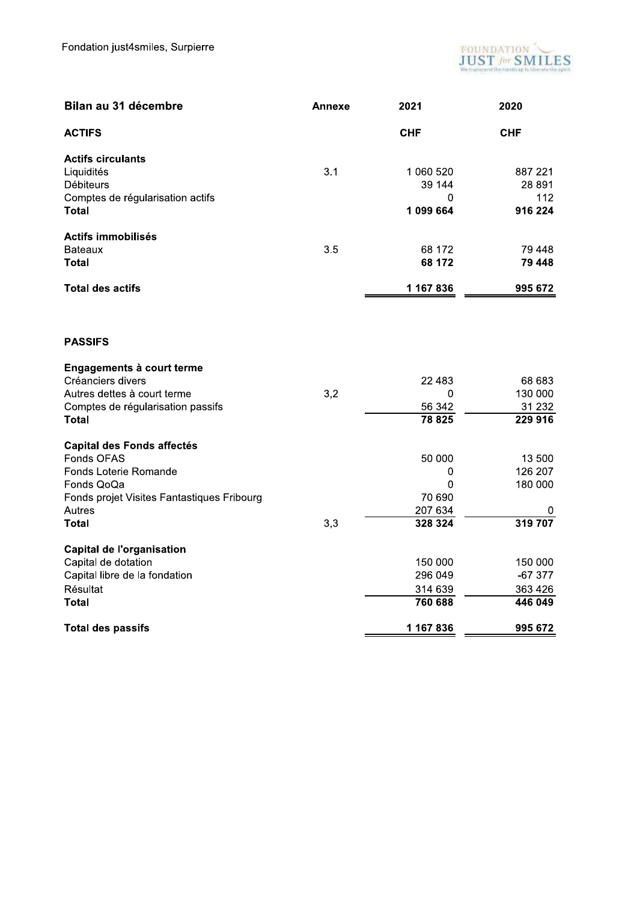Fondation just4smiles, Surpierre

| Bilan au 31 décembre | Annexe | 2021 | 2020 |
|---|---|---|---|
| **ACTIFS** | | **CHF** | **CHF** |
| **Actifs circulants** | | | |
| Liquidités | 3.1 | 1 060 520 | 887 221 |
| Débiteurs | | 39 144 | 28 891 |
| Comptes de régularisation actifs | | 0 | 112 |
| **Total** | | **1 099 664** | **916 224** |
| **Actifs immobilisés** | | | |
| Bateaux | 3.5 | 68 172 | 79 448 |
| **Total** | | **68 172** | **79 448** |
| **Total des actifs** | | **1 167 836** | **995 672** |
| **PASSIFS** | | | |
| **Engagements à court terme** | | | |
| Créanciers divers | | 22 483 | 68 683 |
| Autres dettes à court terme | 3,2 | 0 | 130 000 |
| Comptes de régularisation passifs | | 56 342 | 31 232 |
| **Total** | | **78 825** | **229 916** |
| **Capital des Fonds affectés** | | | |
| Fonds OFAS | | 50 000 | 13 500 |
| Fonds Loterie Romande | | 0 | 126 207 |
| Fonds QoQa | | 0 | 180 000 |
| Fonds projet Visites Fantastiques Fribourg | | 70 690 | |
| Autres | | 207 634 | 0 |
| **Total** | 3,3 | **328 324** | **319 707** |
| **Capital de l'organisation** | | | |
| Capital de dotation | | 150 000 | 150 000 |
| Capital libre de la fondation | | 296 049 | -67 377 |
| Résultat | | 314 639 | 363 426 |
| **Total** | | **760 688** | **446 049** |
| **Total des passifs** | | **1 167 836** | **995 672** |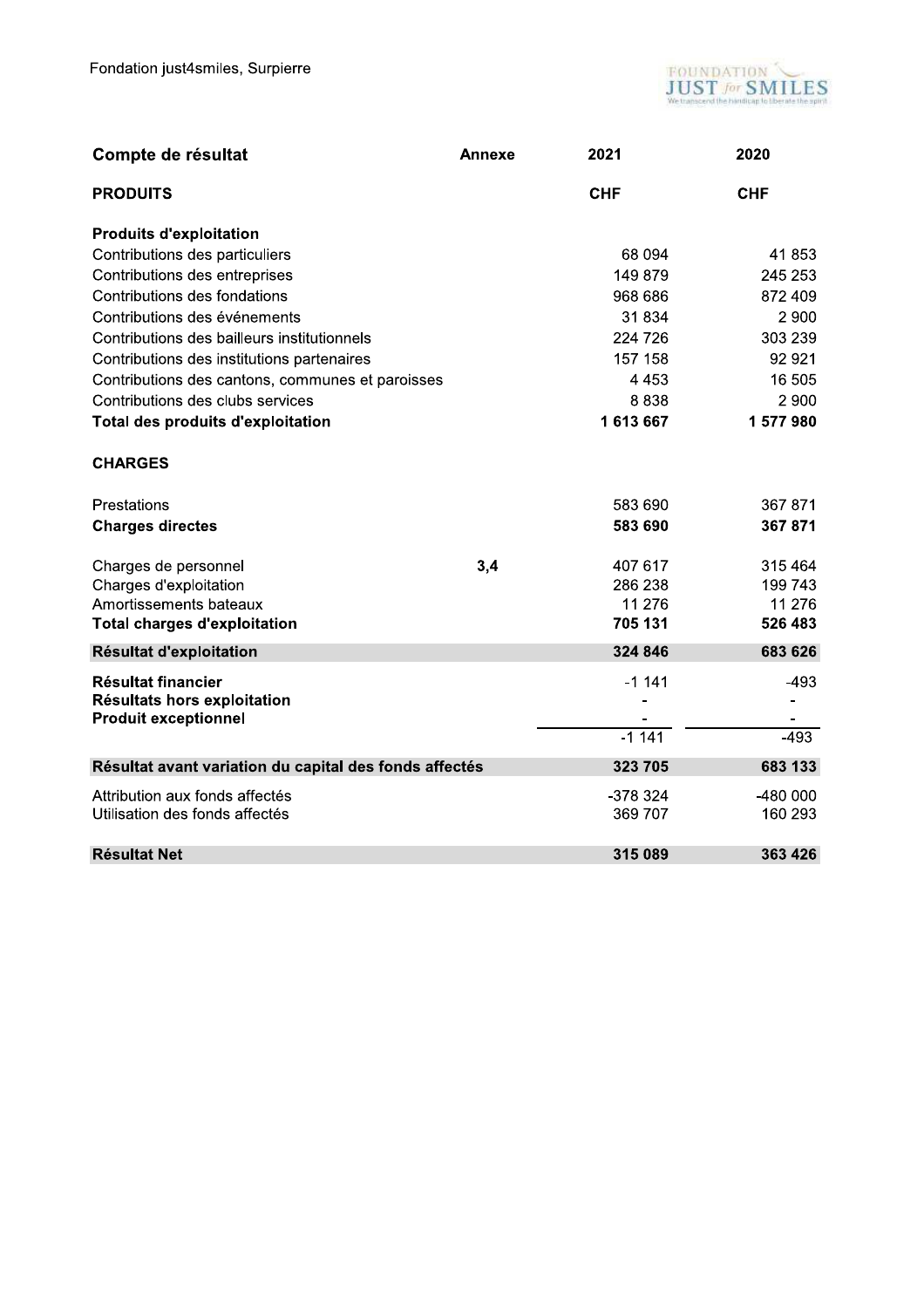Fondation just4smiles, Surpierre

| Compte de résultat | Annexe | 2021 | 2020 |
|---|---|---|---|
| **PRODUITS** | | **CHF** | **CHF** |
| **Produits d'exploitation** | | | |
| Contributions des particuliers | | 68 094 | 41 853 |
| Contributions des entreprises | | 149 879 | 245 253 |
| Contributions des fondations | | 968 686 | 872 409 |
| Contributions des événements | | 31 834 | 2 900 |
| Contributions des bailleurs institutionnels | | 224 726 | 303 239 |
| Contributions des institutions partenaires | | 157 158 | 92 921 |
| Contributions des cantons, communes et paroisses | | 4 453 | 16 505 |
| Contributions des clubs services | | 8 838 | 2 900 |
| **Total des produits d'exploitation** | | **1 613 667** | **1 577 980** |
| **CHARGES** | | | |
| Prestations | | 583 690 | 367 871 |
| **Charges directes** | | **583 690** | **367 871** |
| Charges de personnel | **3,4** | 407 617 | 315 464 |
| Charges d'exploitation | | 286 238 | 199 743 |
| Amortissements bateaux | | 11 276 | 11 276 |
| **Total charges d'exploitation** | | **705 131** | **526 483** |
| **Résultat d'exploitation** | | **324 846** | **683 626** |
| **Résultat financier** | | -1 141 | -493 |
| **Résultats hors exploitation** | | - | - |
| **Produit exceptionnel** | | - | - |
| | | -1 141 | -493 |
| **Résultat avant variation du capital des fonds affectés** | | **323 705** | **683 133** |
| Attribution aux fonds affectés | | -378 324 | -480 000 |
| Utilisation des fonds affectés | | 369 707 | 160 293 |
| **Résultat Net** | | **315 089** | **363 426** |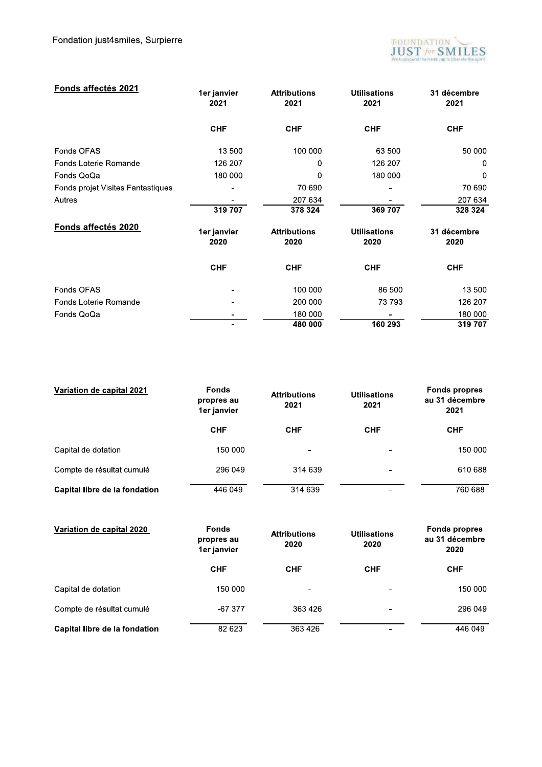Fondation just4smiles, Surpierre

| Fonds affectés 2021 | 1er janvier 2021 | Attributions 2021 | Utilisations 2021 | 31 décembre 2021 |
|---|---|---|---|---|
| | CHF | CHF | CHF | CHF |
| Fonds OFAS | 13 500 | 100 000 | 63 500 | 50 000 |
| Fonds Loterie Romande | 126 207 | 0 | 126 207 | 0 |
| Fonds QoQa | 180 000 | 0 | 180 000 | 0 |
| Fonds projet Visites Fantastiques | - | 70 690 | - | 70 690 |
| Autres | - | 207 634 | - | 207 634 |
| | **319 707** | **378 324** | **369 707** | **328 324** |

| Fonds affectés 2020 | 1er janvier 2020 | Attributions 2020 | Utilisations 2020 | 31 décembre 2020 |
|---|---|---|---|---|
| | CHF | CHF | CHF | CHF |
| Fonds OFAS | - | 100 000 | 86 500 | 13 500 |
| Fonds Loterie Romande | - | 200 000 | 73 793 | 126 207 |
| Fonds QoQa | - | 180 000 | - | 180 000 |
| | **-** | **480 000** | **160 293** | **319 707** |

| Variation de capital 2021 | Fonds propres au 1er janvier | Attributions 2021 | Utilisations 2021 | Fonds propres au 31 décembre 2021 |
|---|---|---|---|---|
| | CHF | CHF | CHF | CHF |
| Capital de dotation | 150 000 | - | - | 150 000 |
| Compte de résultat cumulé | 296 049 | 314 639 | - | 610 688 |
| **Capital libre de la fondation** | 446 049 | 314 639 | - | 760 688 |

| Variation de capital 2020 | Fonds propres au 1er janvier | Attributions 2020 | Utilisations 2020 | Fonds propres au 31 décembre 2020 |
|---|---|---|---|---|
| | CHF | CHF | CHF | CHF |
| Capital de dotation | 150 000 | - | - | 150 000 |
| Compte de résultat cumulé | -67 377 | 363 426 | - | 296 049 |
| **Capital libre de la fondation** | 82 623 | 363 426 | - | 446 049 |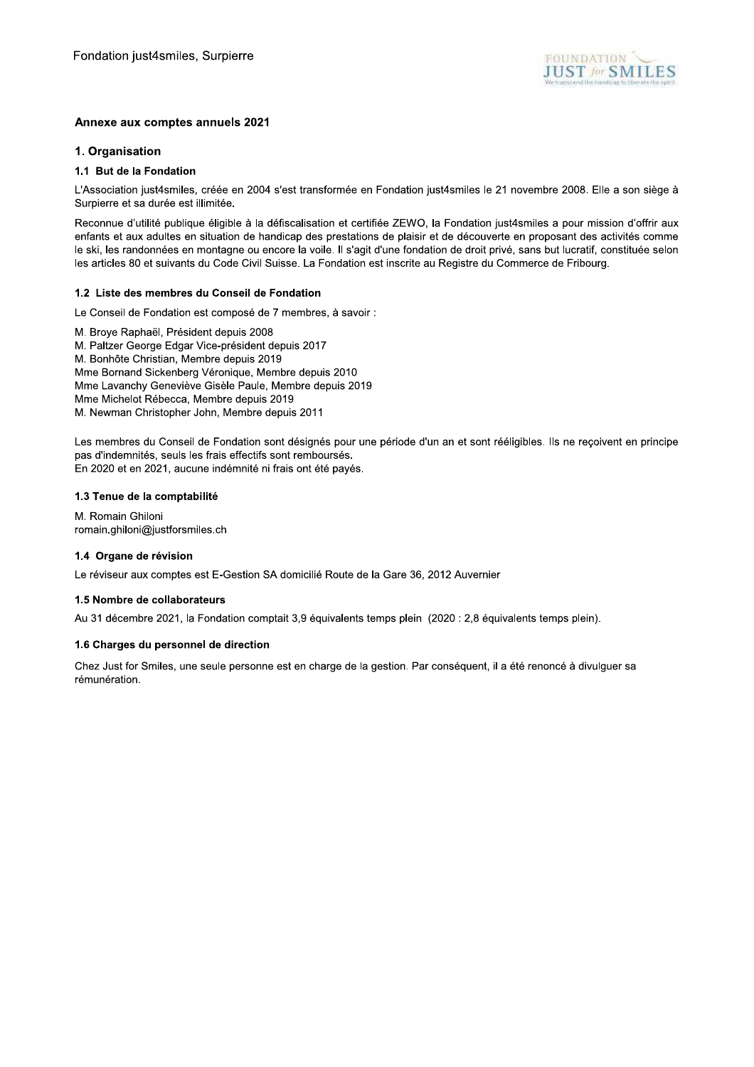## Annexe aux comptes annuels 2021

### 1. Organisation

#### 1.1 But de la Fondation

L'Association just4smiles, créée en 2004 s'est transformée en Fondation just4smiles le 21 novembre 2008. Elle a son siège à Surpierre et sa durée est illimitée.

Reconnue d'utilité publique éligible à la défiscalisation et certifiée ZEWO, la Fondation just4smiles a pour mission d'offrir aux enfants et aux adultes en situation de handicap des prestations de plaisir et de découverte en proposant des activités comme le ski, les randonnées en montagne ou encore la voile. Il s'agit d'une fondation de droit privé, sans but lucratif, constituée selon les articles 80 et suivants du Code Civil Suisse. La Fondation est inscrite au Registre du Commerce de Fribourg.

#### 1.2 Liste des membres du Conseil de Fondation

Le Conseil de Fondation est composé de 7 membres, à savoir :

M. Broye Raphaël, Président depuis 2008
M. Paltzer George Edgar Vice-président depuis 2017
M. Bonhôte Christian, Membre depuis 2019
Mme Bornand Sickenberg Véronique, Membre depuis 2010
Mme Lavanchy Geneviève Gisèle Paule, Membre depuis 2019
Mme Michelot Rébecca, Membre depuis 2019
M. Newman Christopher John, Membre depuis 2011

Les membres du Conseil de Fondation sont désignés pour une période d'un an et sont rééligibles. Ils ne reçoivent en principe pas d'indemnités, seuls les frais effectifs sont remboursés.
En 2020 et en 2021, aucune indémnité ni frais ont été payés.

#### 1.3 Tenue de la comptabilité

M. Romain Ghiloni
romain.ghiloni@justforsmiles.ch

#### 1.4 Organe de révision

Le réviseur aux comptes est E-Gestion SA domicilié Route de la Gare 36, 2012 Auvernier

#### 1.5 Nombre de collaborateurs

Au 31 décembre 2021, la Fondation comptait 3,9 équivalents temps plein (2020 : 2,8 équivalents temps plein).

#### 1.6 Charges du personnel de direction

Chez Just for Smiles, une seule personne est en charge de la gestion. Par conséquent, il a été renoncé à divulguer sa rémunération.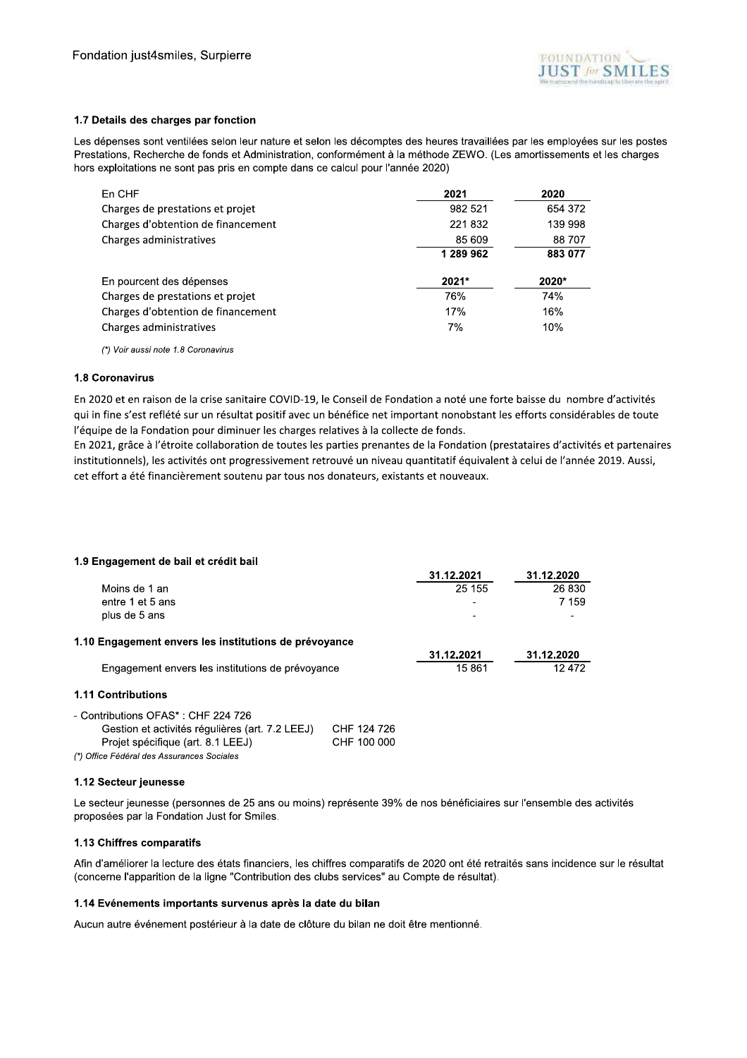### 1.7 Details des charges par fonction

Les dépenses sont ventilées selon leur nature et selon les décomptes des heures travaillées par les employées sur les postes Prestations, Recherche de fonds et Administration, conformément à la méthode ZEWO. (Les amortissements et les charges hors exploitations ne sont pas pris en compte dans ce calcul pour l'année 2020)

| En CHF | 2021 | 2020 |
|---|---|---|
| Charges de prestations et projet | 982 521 | 654 372 |
| Charges d'obtention de financement | 221 832 | 139 998 |
| Charges administratives | 85 609 | 88 707 |
| | **1 289 962** | **883 077** |

| En pourcent des dépenses | 2021* | 2020* |
|---|---|---|
| Charges de prestations et projet | 76% | 74% |
| Charges d'obtention de financement | 17% | 16% |
| Charges administratives | 7% | 10% |

*(*) Voir aussi note 1.8 Coronavirus*

### 1.8 Coronavirus

En 2020 et en raison de la crise sanitaire COVID-19, le Conseil de Fondation a noté une forte baisse du nombre d'activités qui in fine s'est reflété sur un résultat positif avec un bénéfice net important nonobstant les efforts considérables de toute l'équipe de la Fondation pour diminuer les charges relatives à la collecte de fonds.

En 2021, grâce à l'étroite collaboration de toutes les parties prenantes de la Fondation (prestataires d'activités et partenaires institutionnels), les activités ont progressivement retrouvé un niveau quantitatif équivalent à celui de l'année 2019. Aussi, cet effort a été financièrement soutenu par tous nos donateurs, existants et nouveaux.

### 1.9 Engagement de bail et crédit bail

| | 31.12.2021 | 31.12.2020 |
|---|---|---|
| Moins de 1 an | 25 155 | 26 830 |
| entre 1 et 5 ans | - | 7 159 |
| plus de 5 ans | - | - |

### 1.10 Engagement envers les institutions de prévoyance

| | 31.12.2021 | 31.12.2020 |
|---|---|---|
| Engagement envers les institutions de prévoyance | 15 861 | 12 472 |

### 1.11 Contributions

- Contributions OFAS* : CHF 224 726
  - Gestion et activités régulières (art. 7.2 LEEJ) CHF 124 726
  - Projet spécifique (art. 8.1 LEEJ) CHF 100 000

*(*) Office Fédéral des Assurances Sociales*

### 1.12 Secteur jeunesse

Le secteur jeunesse (personnes de 25 ans ou moins) représente 39% de nos bénéficiaires sur l'ensemble des activités proposées par la Fondation Just for Smiles.

### 1.13 Chiffres comparatifs

Afin d'améliorer la lecture des états financiers, les chiffres comparatifs de 2020 ont été retraités sans incidence sur le résultat (concerne l'apparition de la ligne "Contribution des clubs services" au Compte de résultat).

### 1.14 Evénements importants survenus après la date du bilan

Aucun autre événement postérieur à la date de clôture du bilan ne doit être mentionné.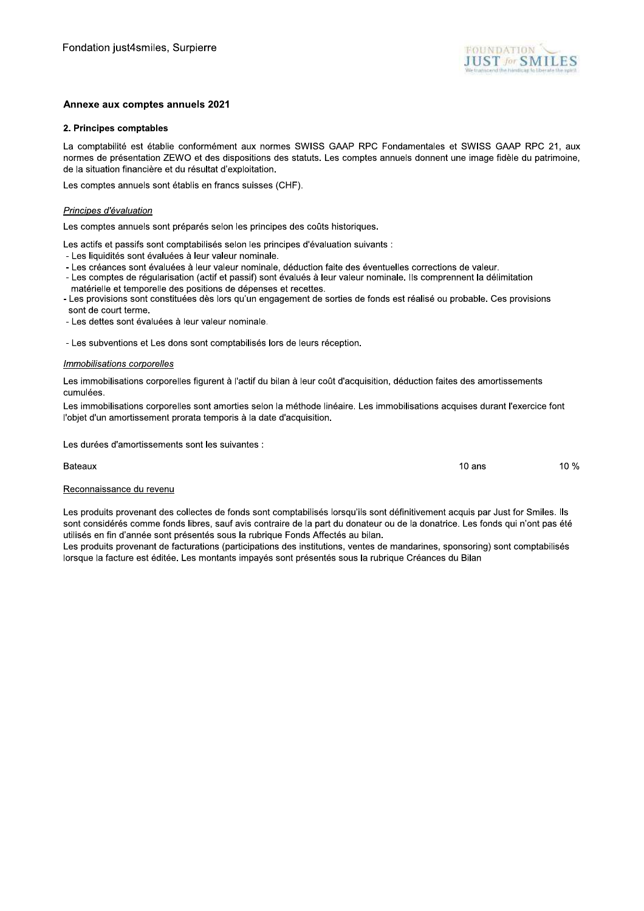## Annexe aux comptes annuels 2021

### 2. Principes comptables

La comptabilité est établie conformément aux normes SWISS GAAP RPC Fondamentales et SWISS GAAP RPC 21, aux normes de présentation ZEWO et des dispositions des statuts. Les comptes annuels donnent une image fidèle du patrimoine, de la situation financière et du résultat d'exploitation.

Les comptes annuels sont établis en francs suisses (CHF).

*Principes d'évaluation*

Les comptes annuels sont préparés selon les principes des coûts historiques.

Les actifs et passifs sont comptabilisés selon les principes d'évaluation suivants :

- Les liquidités sont évaluées à leur valeur nominale.
- Les créances sont évaluées à leur valeur nominale, déduction faite des éventuelles corrections de valeur.
- Les comptes de régularisation (actif et passif) sont évalués à leur valeur nominale. Ils comprennent la délimitation matérielle et temporelle des positions de dépenses et recettes.
- Les provisions sont constituées dès lors qu'un engagement de sorties de fonds est réalisé ou probable. Ces provisions sont de court terme.
- Les dettes sont évaluées à leur valeur nominale.

- Les subventions et Les dons sont comptabilisés lors de leurs réception.

*Immobilisations corporelles*

Les immobilisations corporelles figurent à l'actif du bilan à leur coût d'acquisition, déduction faites des amortissements cumulées.

Les immobilisations corporelles sont amorties selon la méthode linéaire. Les immobilisations acquises durant l'exercice font l'objet d'un amortissement prorata temporis à la date d'acquisition.

Les durées d'amortissements sont les suivantes :

| | | |
|---|---|---|
| Bateaux | 10 ans | 10 % |

Reconnaissance du revenu

Les produits provenant des collectes de fonds sont comptabilisés lorsqu'ils sont définitivement acquis par Just for Smiles. Ils sont considérés comme fonds libres, sauf avis contraire de la part du donateur ou de la donatrice. Les fonds qui n'ont pas été utilisés en fin d'année sont présentés sous la rubrique Fonds Affectés au bilan.

Les produits provenant de facturations (participations des institutions, ventes de mandarines, sponsoring) sont comptabilisés lorsque la facture est éditée. Les montants impayés sont présentés sous la rubrique Créances du Bilan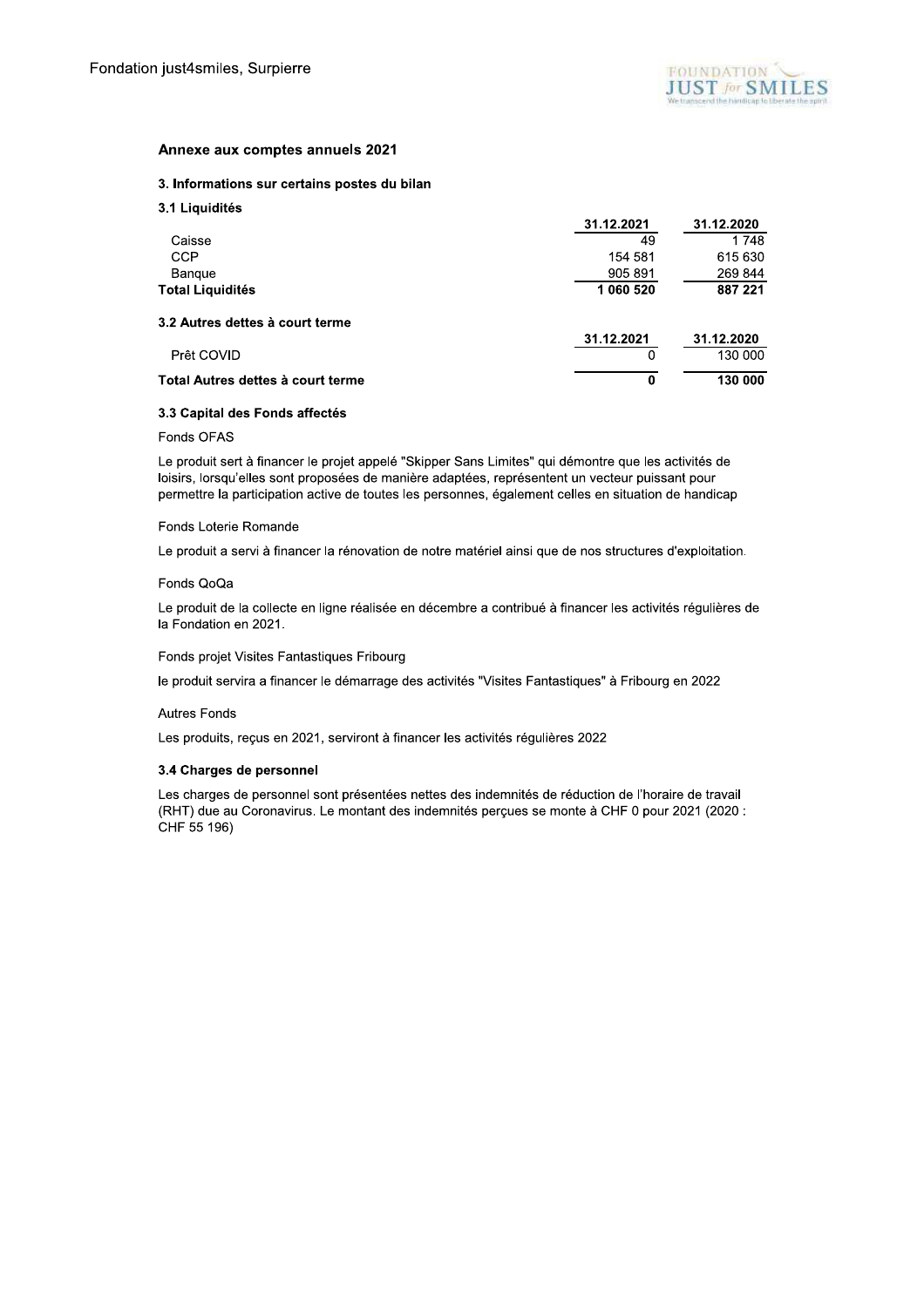## Annexe aux comptes annuels 2021

### 3. Informations sur certains postes du bilan

#### 3.1 Liquidités

| | 31.12.2021 | 31.12.2020 |
|---|---|---|
| Caisse | 49 | 1 748 |
| CCP | 154 581 | 615 630 |
| Banque | 905 891 | 269 844 |
| **Total Liquidités** | **1 060 520** | **887 221** |

#### 3.2 Autres dettes à court terme

| | 31.12.2021 | 31.12.2020 |
|---|---|---|
| Prêt COVID | 0 | 130 000 |
| **Total Autres dettes à court terme** | **0** | **130 000** |

#### 3.3 Capital des Fonds affectés

Fonds OFAS

Le produit sert à financer le projet appelé "Skipper Sans Limites" qui démontre que les activités de loisirs, lorsqu'elles sont proposées de manière adaptées, représentent un vecteur puissant pour permettre la participation active de toutes les personnes, également celles en situation de handicap

Fonds Loterie Romande

Le produit a servi à financer la rénovation de notre matériel ainsi que de nos structures d'exploitation.

Fonds QoQa

Le produit de la collecte en ligne réalisée en décembre a contribué à financer les activités régulières de la Fondation en 2021.

Fonds projet Visites Fantastiques Fribourg

le produit servira a financer le démarrage des activités "Visites Fantastiques" à Fribourg en 2022

Autres Fonds

Les produits, reçus en 2021, serviront à financer les activités régulières 2022

#### 3.4 Charges de personnel

Les charges de personnel sont présentées nettes des indemnités de réduction de l'horaire de travail (RHT) due au Coronavirus. Le montant des indemnités perçues se monte à CHF 0 pour 2021 (2020 : CHF 55 196)